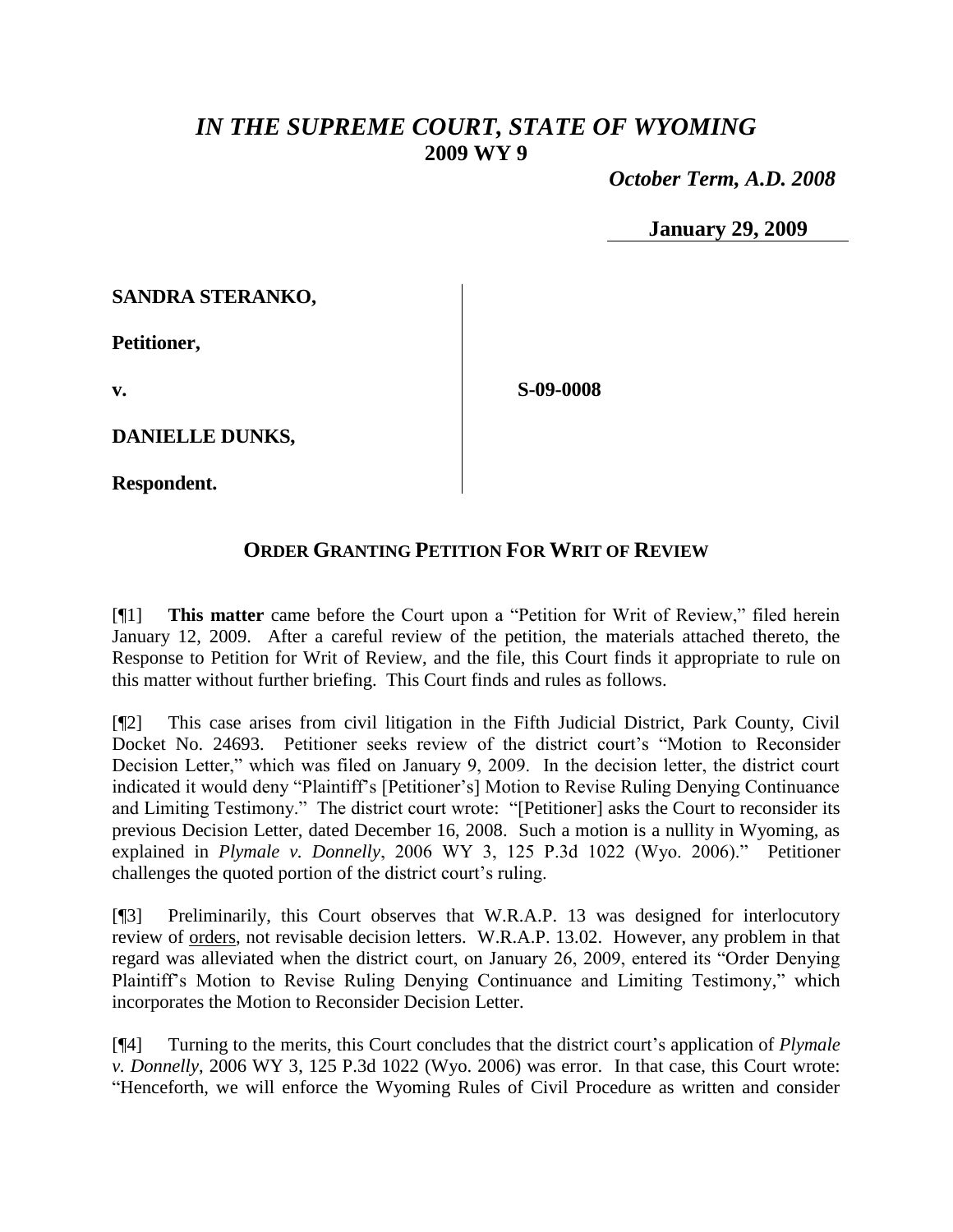# *IN THE SUPREME COURT, STATE OF WYOMING*
## 2009 WY 9

*October Term, A.D. 2008*

**January 29, 2009**

**SANDRA STERANKO,**

**Petitioner,**

**v.**

**S-09-0008**

**DANIELLE DUNKS,**

**Respondent.**

## ORDER GRANTING PETITION FOR WRIT OF REVIEW

[¶1] **This matter** came before the Court upon a "Petition for Writ of Review," filed herein January 12, 2009. After a careful review of the petition, the materials attached thereto, the Response to Petition for Writ of Review, and the file, this Court finds it appropriate to rule on this matter without further briefing. This Court finds and rules as follows.

[¶2] This case arises from civil litigation in the Fifth Judicial District, Park County, Civil Docket No. 24693. Petitioner seeks review of the district court's "Motion to Reconsider Decision Letter," which was filed on January 9, 2009. In the decision letter, the district court indicated it would deny "Plaintiff's [Petitioner's] Motion to Revise Ruling Denying Continuance and Limiting Testimony." The district court wrote: "[Petitioner] asks the Court to reconsider its previous Decision Letter, dated December 16, 2008. Such a motion is a nullity in Wyoming, as explained in *Plymale v. Donnelly*, 2006 WY 3, 125 P.3d 1022 (Wyo. 2006)." Petitioner challenges the quoted portion of the district court's ruling.

[¶3] Preliminarily, this Court observes that W.R.A.P. 13 was designed for interlocutory review of <u>orders</u>, not revisable decision letters. W.R.A.P. 13.02. However, any problem in that regard was alleviated when the district court, on January 26, 2009, entered its "Order Denying Plaintiff's Motion to Revise Ruling Denying Continuance and Limiting Testimony," which incorporates the Motion to Reconsider Decision Letter.

[¶4] Turning to the merits, this Court concludes that the district court's application of *Plymale v. Donnelly*, 2006 WY 3, 125 P.3d 1022 (Wyo. 2006) was error. In that case, this Court wrote: "Henceforth, we will enforce the Wyoming Rules of Civil Procedure as written and consider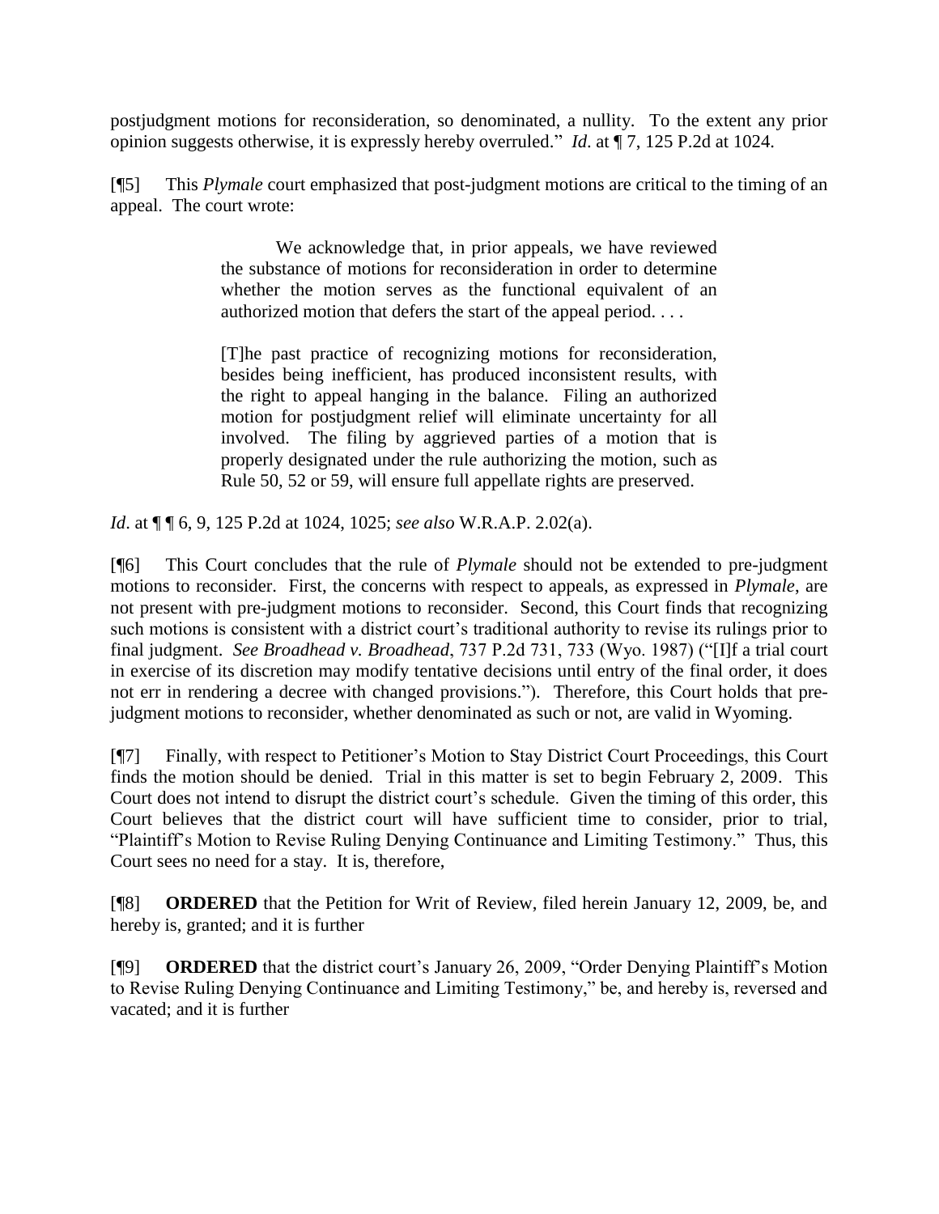postjudgment motions for reconsideration, so denominated, a nullity. To the extent any prior opinion suggests otherwise, it is expressly hereby overruled." *Id.* at ¶ 7, 125 P.2d at 1024.

[¶5] This *Plymale* court emphasized that post-judgment motions are critical to the timing of an appeal. The court wrote:

> We acknowledge that, in prior appeals, we have reviewed the substance of motions for reconsideration in order to determine whether the motion serves as the functional equivalent of an authorized motion that defers the start of the appeal period. . . .
>
> [T]he past practice of recognizing motions for reconsideration, besides being inefficient, has produced inconsistent results, with the right to appeal hanging in the balance. Filing an authorized motion for postjudgment relief will eliminate uncertainty for all involved. The filing by aggrieved parties of a motion that is properly designated under the rule authorizing the motion, such as Rule 50, 52 or 59, will ensure full appellate rights are preserved.

*Id.* at ¶ ¶ 6, 9, 125 P.2d at 1024, 1025; *see also* W.R.A.P. 2.02(a).

[¶6] This Court concludes that the rule of *Plymale* should not be extended to pre-judgment motions to reconsider. First, the concerns with respect to appeals, as expressed in *Plymale*, are not present with pre-judgment motions to reconsider. Second, this Court finds that recognizing such motions is consistent with a district court's traditional authority to revise its rulings prior to final judgment. *See Broadhead v. Broadhead*, 737 P.2d 731, 733 (Wyo. 1987) ("[I]f a trial court in exercise of its discretion may modify tentative decisions until entry of the final order, it does not err in rendering a decree with changed provisions."). Therefore, this Court holds that pre-judgment motions to reconsider, whether denominated as such or not, are valid in Wyoming.

[¶7] Finally, with respect to Petitioner's Motion to Stay District Court Proceedings, this Court finds the motion should be denied. Trial in this matter is set to begin February 2, 2009. This Court does not intend to disrupt the district court's schedule. Given the timing of this order, this Court believes that the district court will have sufficient time to consider, prior to trial, "Plaintiff's Motion to Revise Ruling Denying Continuance and Limiting Testimony." Thus, this Court sees no need for a stay. It is, therefore,

[¶8] **ORDERED** that the Petition for Writ of Review, filed herein January 12, 2009, be, and hereby is, granted; and it is further

[¶9] **ORDERED** that the district court's January 26, 2009, "Order Denying Plaintiff's Motion to Revise Ruling Denying Continuance and Limiting Testimony," be, and hereby is, reversed and vacated; and it is further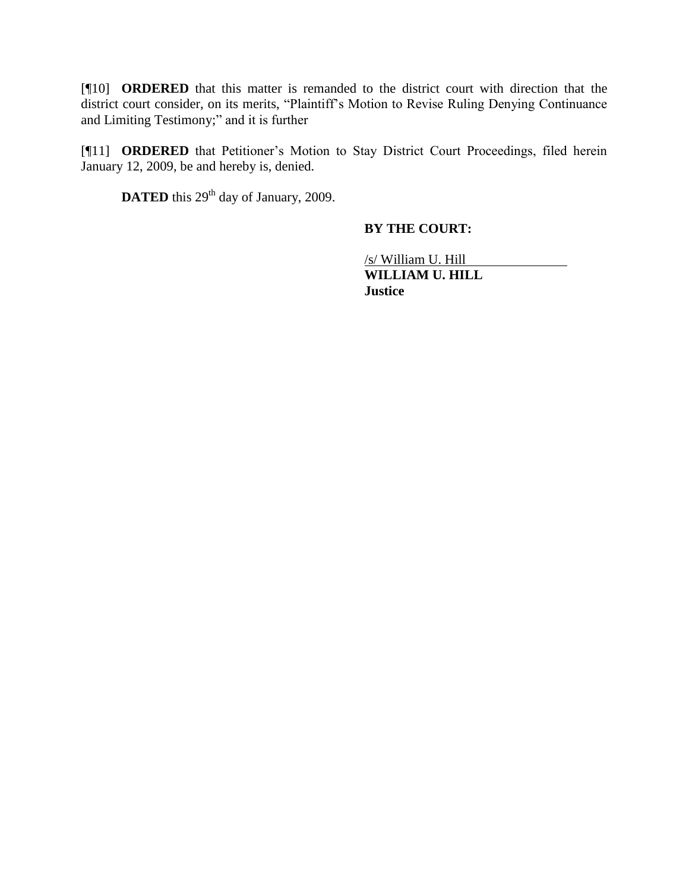[¶10] **ORDERED** that this matter is remanded to the district court with direction that the district court consider, on its merits, "Plaintiff's Motion to Revise Ruling Denying Continuance and Limiting Testimony;" and it is further

[¶11] **ORDERED** that Petitioner's Motion to Stay District Court Proceedings, filed herein January 12, 2009, be and hereby is, denied.

**DATED** this 29th day of January, 2009.

**BY THE COURT:**

/s/ William U. Hill
**WILLIAM U. HILL**
**Justice**